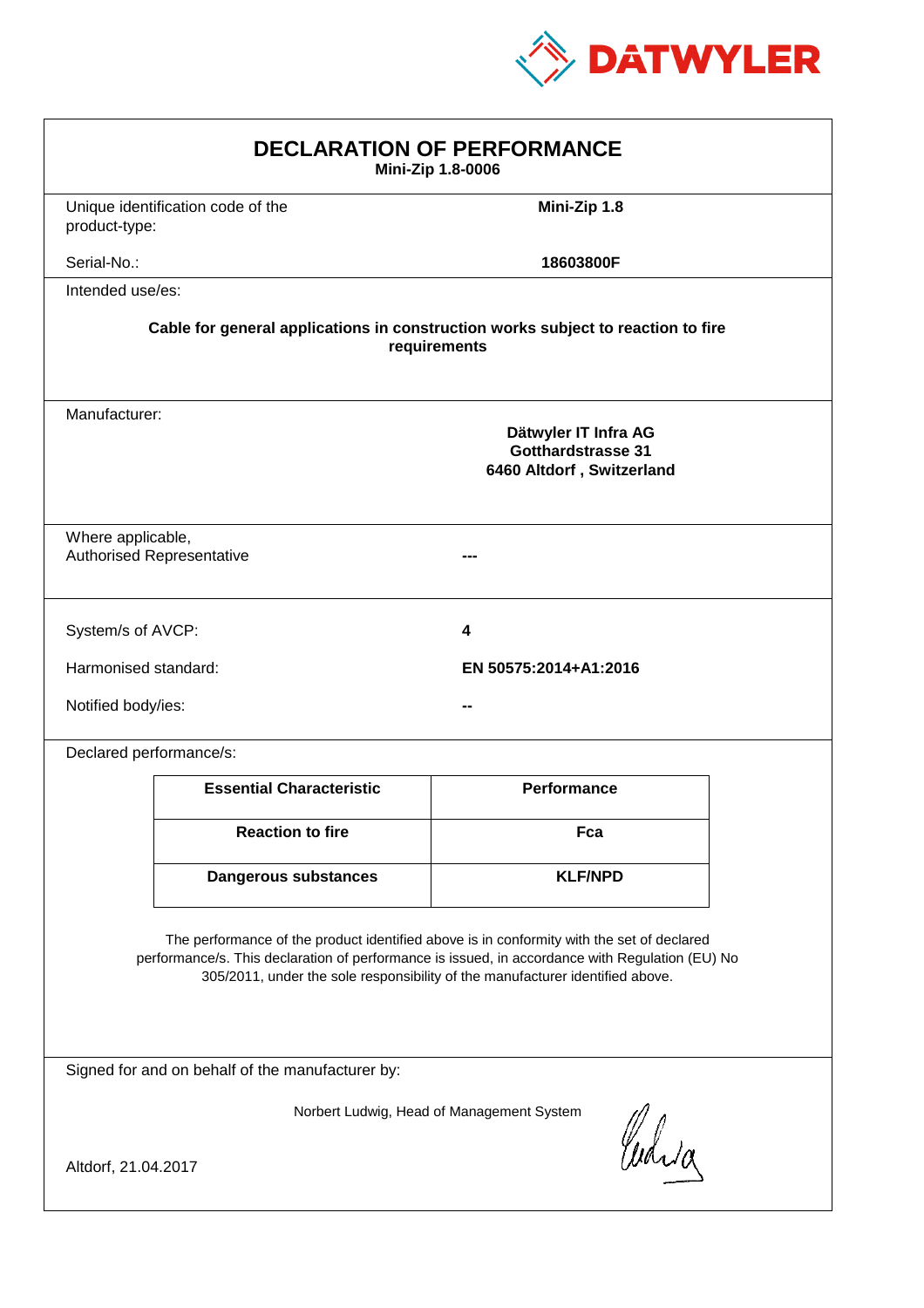DATWYLER

# DECLARATION OF PERFORMANCE

**Mini-Zip 1.8-0006**

| | |
|---|---|
| Unique identification code of the product-type: | **Mini-Zip 1.8** |
| Serial-No.: | **18603800F** |

Intended use/es:

**Cable for general applications in construction works subject to reaction to fire requirements**

Manufacturer:

**Dätwyler IT Infra AG**
**Gotthardstrasse 31**
**6460 Altdorf , Switzerland**

| | |
|---|---|
| Where applicable, Authorised Representative | --- |
| System/s of AVCP: | **4** |
| Harmonised standard: | **EN 50575:2014+A1:2016** |
| Notified body/ies: | -- |

Declared performance/s:

| Essential Characteristic | Performance |
|---|---|
| **Reaction to fire** | **Fca** |
| **Dangerous substances** | **KLF/NPD** |

The performance of the product identified above is in conformity with the set of declared performance/s. This declaration of performance is issued, in accordance with Regulation (EU) No 305/2011, under the sole responsibility of the manufacturer identified above.

Signed for and on behalf of the manufacturer by:

Norbert Ludwig, Head of Management System

Altdorf, 21.04.2017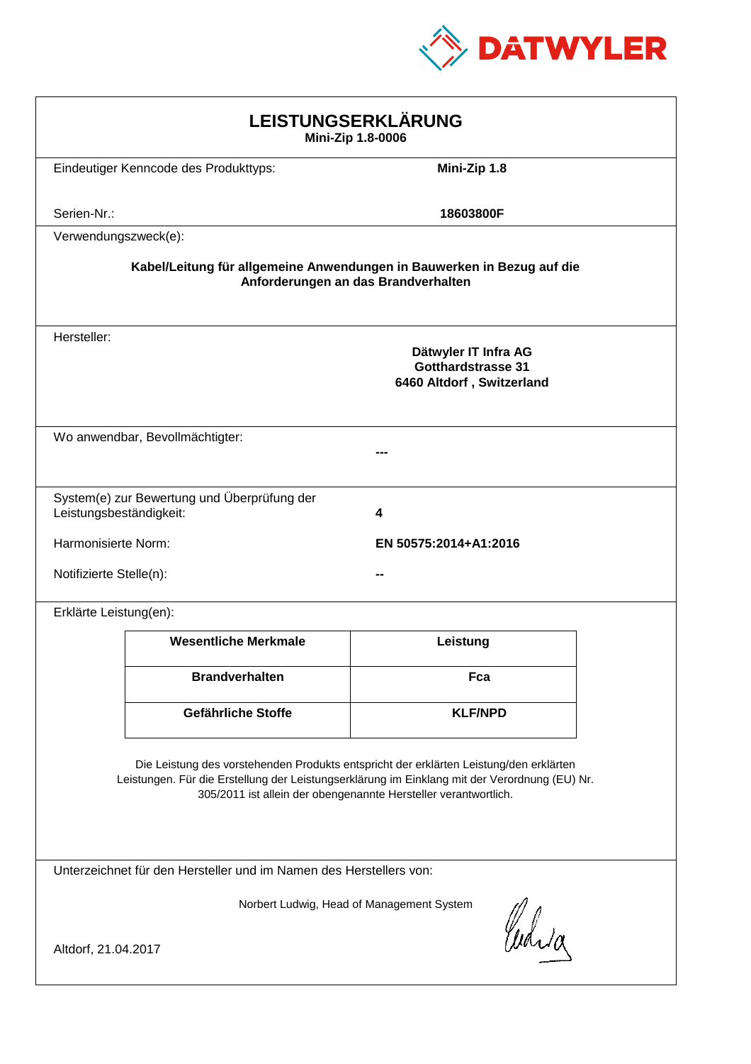DATWYLER

# LEISTUNGSERKLÄRUNG

**Mini-Zip 1.8-0006**

Eindeutiger Kenncode des Produkttyps: **Mini-Zip 1.8**

Serien-Nr.: **18603800F**

Verwendungszweck(e):

**Kabel/Leitung für allgemeine Anwendungen in Bauwerken in Bezug auf die Anforderungen an das Brandverhalten**

Hersteller:

**Dätwyler IT Infra AG**
**Gotthardstrasse 31**
**6460 Altdorf , Switzerland**

Wo anwendbar, Bevollmächtigter: **---**

System(e) zur Bewertung und Überprüfung der Leistungsbeständigkeit: **4**

Harmonisierte Norm: **EN 50575:2014+A1:2016**

Notifizierte Stelle(n): **--**

Erklärte Leistung(en):

| Wesentliche Merkmale | Leistung |
| --- | --- |
| **Brandverhalten** | **Fca** |
| **Gefährliche Stoffe** | **KLF/NPD** |

Die Leistung des vorstehenden Produkts entspricht der erklärten Leistung/den erklärten Leistungen. Für die Erstellung der Leistungserklärung im Einklang mit der Verordnung (EU) Nr. 305/2011 ist allein der obengenannte Hersteller verantwortlich.

Unterzeichnet für den Hersteller und im Namen des Herstellers von:

Norbert Ludwig, Head of Management System

Altdorf, 21.04.2017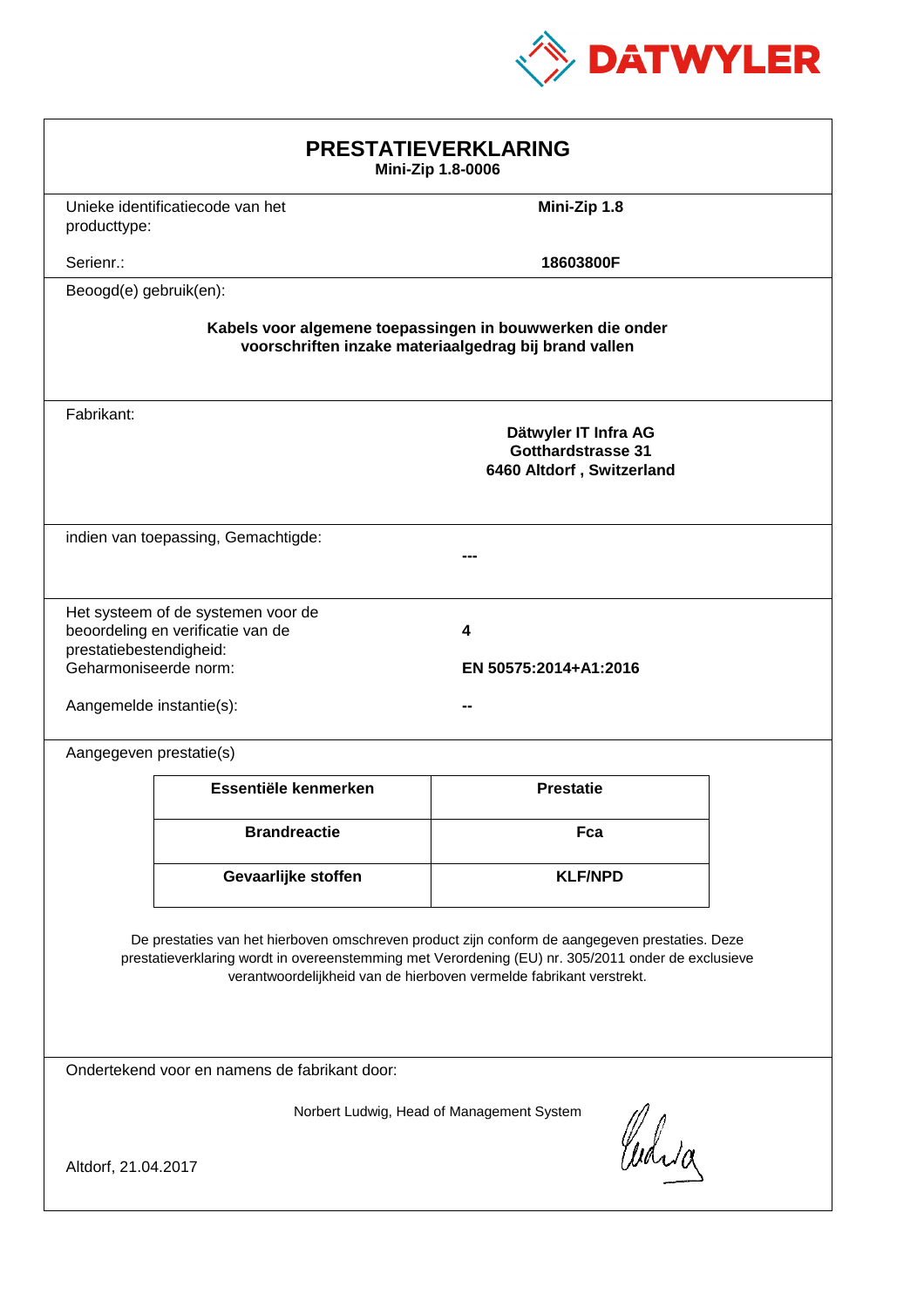DATWYLER

# PRESTATIEVERKLARING

**Mini-Zip 1.8-0006**

Unieke identificatiecode van het producttype: **Mini-Zip 1.8**

Serienr.: **18603800F**

Beoogd(e) gebruik(en):

**Kabels voor algemene toepassingen in bouwwerken die onder voorschriften inzake materiaalgedrag bij brand vallen**

Fabrikant:

**Dätwyler IT Infra AG**
**Gotthardstrasse 31**
**6460 Altdorf , Switzerland**

indien van toepassing, Gemachtigde: **---**

Het systeem of de systemen voor de beoordeling en verificatie van de prestatiebestendigheid: **4**

Geharmoniseerde norm: **EN 50575:2014+A1:2016**

Aangemelde instantie(s): **--**

Aangegeven prestatie(s)

| Essentiële kenmerken | Prestatie |
|---|---|
| **Brandreactie** | **Fca** |
| **Gevaarlijke stoffen** | **KLF/NPD** |

De prestaties van het hierboven omschreven product zijn conform de aangegeven prestaties. Deze prestatieverklaring wordt in overeenstemming met Verordening (EU) nr. 305/2011 onder de exclusieve verantwoordelijkheid van de hierboven vermelde fabrikant verstrekt.

Ondertekend voor en namens de fabrikant door:

Norbert Ludwig, Head of Management System

Altdorf, 21.04.2017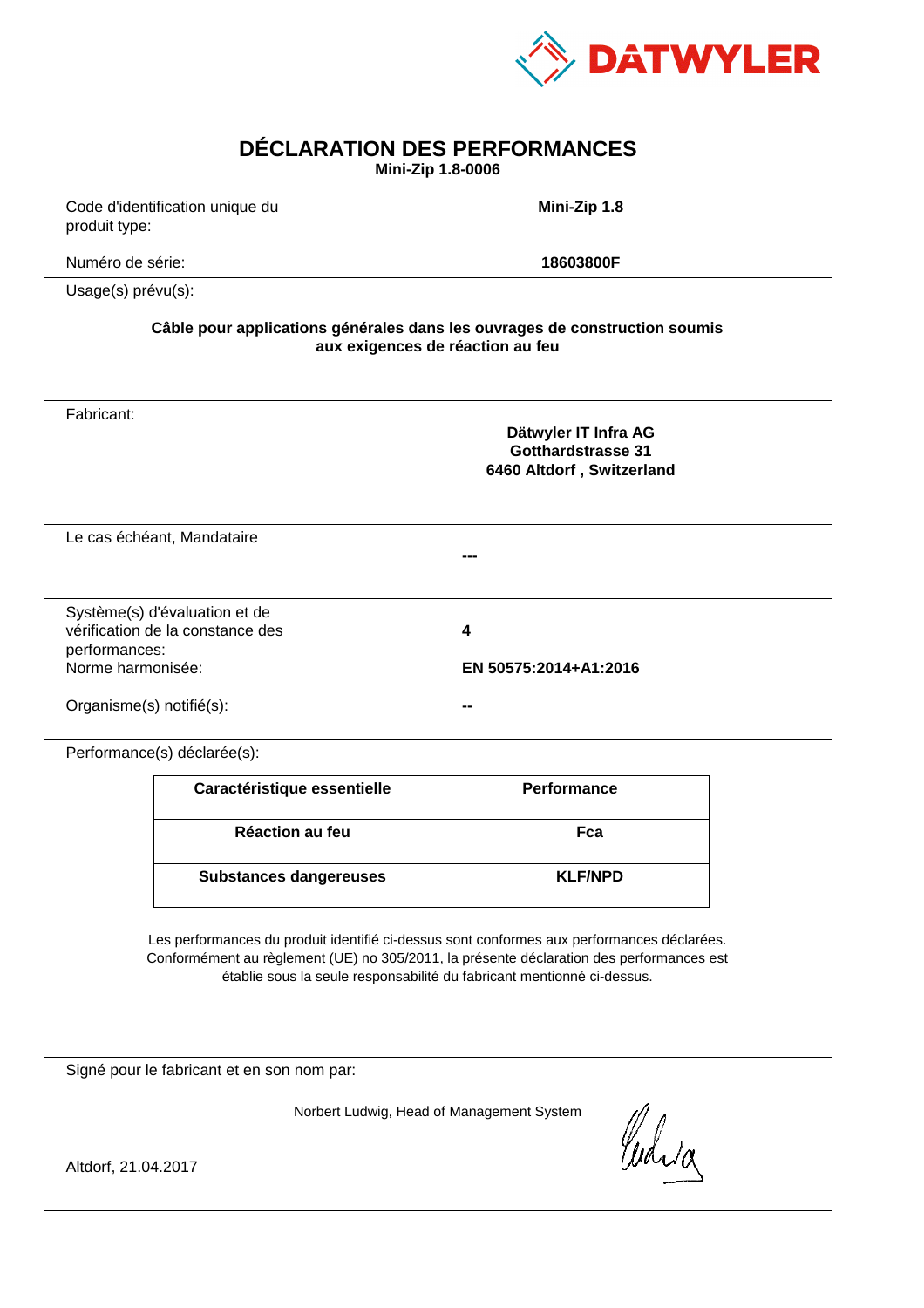DATWYLER

# DÉCLARATION DES PERFORMANCES

**Mini-Zip 1.8-0006**

| | |
|---|---|
| Code d'identification unique du produit type: | **Mini-Zip 1.8** |
| Numéro de série: | **18603800F** |

Usage(s) prévu(s):

**Câble pour applications générales dans les ouvrages de construction soumis aux exigences de réaction au feu**

| | |
|---|---|
| Fabricant: | **Dätwyler IT Infra AG**<br>**Gotthardstrasse 31**<br>**6460 Altdorf , Switzerland** |
| Le cas échéant, Mandataire | **---** |
| Système(s) d'évaluation et de vérification de la constance des performances: | **4** |
| Norme harmonisée: | **EN 50575:2014+A1:2016** |
| Organisme(s) notifié(s): | **--** |

Performance(s) déclarée(s):

| Caractéristique essentielle | Performance |
|---|---|
| **Réaction au feu** | **Fca** |
| **Substances dangereuses** | **KLF/NPD** |

Les performances du produit identifié ci-dessus sont conformes aux performances déclarées. Conformément au règlement (UE) no 305/2011, la présente déclaration des performances est établie sous la seule responsabilité du fabricant mentionné ci-dessus.

Signé pour le fabricant et en son nom par:

Norbert Ludwig, Head of Management System

Altdorf, 21.04.2017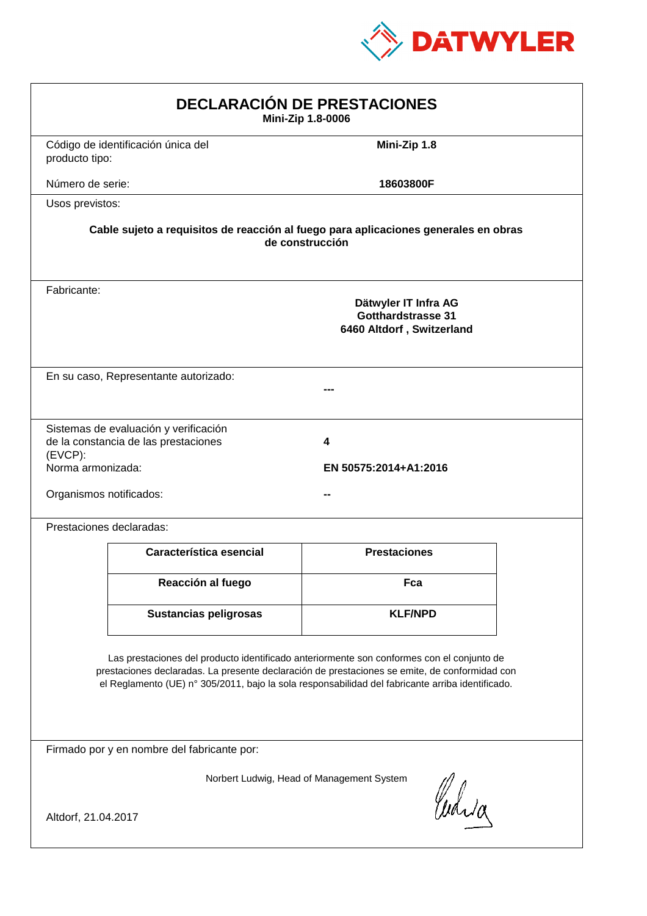# DECLARACIÓN DE PRESTACIONES

**Mini-Zip 1.8-0006**

Código de identificación única del producto tipo: **Mini-Zip 1.8**

Número de serie: **18603800F**

Usos previstos:

**Cable sujeto a requisitos de reacción al fuego para aplicaciones generales en obras de construcción**

Fabricante:

**Dätwyler IT Infra AG**
**Gotthardstrasse 31**
**6460 Altdorf , Switzerland**

En su caso, Representante autorizado: **---**

Sistemas de evaluación y verificación de la constancia de las prestaciones (EVCP): **4**

Norma armonizada: **EN 50575:2014+A1:2016**

Organismos notificados: **--**

Prestaciones declaradas:

| Característica esencial | Prestaciones |
|---|---|
| **Reacción al fuego** | **Fca** |
| **Sustancias peligrosas** | **KLF/NPD** |

Las prestaciones del producto identificado anteriormente son conformes con el conjunto de prestaciones declaradas. La presente declaración de prestaciones se emite, de conformidad con el Reglamento (UE) n° 305/2011, bajo la sola responsabilidad del fabricante arriba identificado.

Firmado por y en nombre del fabricante por:

Norbert Ludwig, Head of Management System

Altdorf, 21.04.2017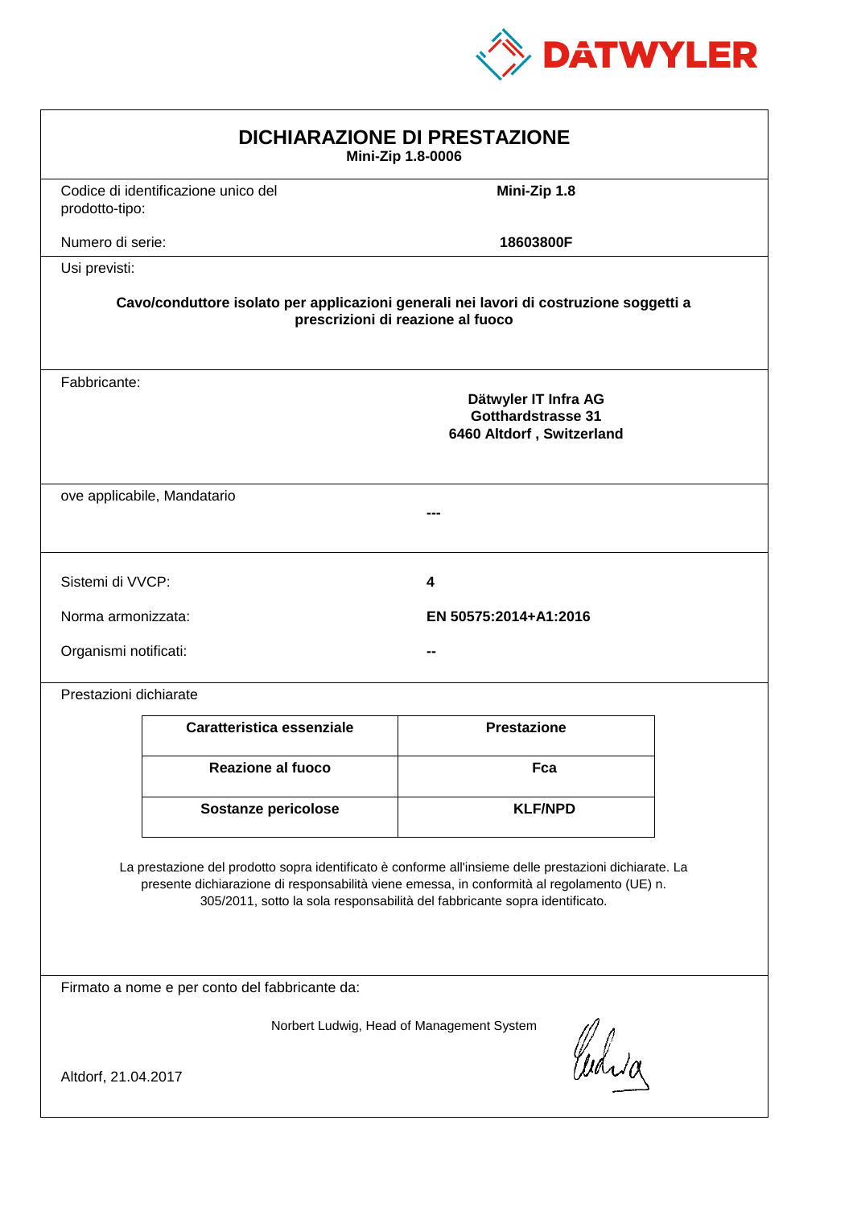DATWYLER

# DICHIARAZIONE DI PRESTAZIONE

**Mini-Zip 1.8-0006**

| | |
|---|---|
| Codice di identificazione unico del prodotto-tipo: | **Mini-Zip 1.8** |
| Numero di serie: | **18603800F** |

Usi previsti:

**Cavo/conduttore isolato per applicazioni generali nei lavori di costruzione soggetti a prescrizioni di reazione al fuoco**

Fabbricante:

**Dätwyler IT Infra AG**
**Gotthardstrasse 31**
**6460 Altdorf , Switzerland**

ove applicabile, Mandatario

**---**

| | |
|---|---|
| Sistemi di VVCP: | **4** |
| Norma armonizzata: | **EN 50575:2014+A1:2016** |
| Organismi notificati: | **--** |

Prestazioni dichiarate

| Caratteristica essenziale | Prestazione |
|---|---|
| **Reazione al fuoco** | **Fca** |
| **Sostanze pericolose** | **KLF/NPD** |

La prestazione del prodotto sopra identificato è conforme all'insieme delle prestazioni dichiarate. La presente dichiarazione di responsabilità viene emessa, in conformità al regolamento (UE) n. 305/2011, sotto la sola responsabilità del fabbricante sopra identificato.

Firmato a nome e per conto del fabbricante da:

Norbert Ludwig, Head of Management System

Altdorf, 21.04.2017